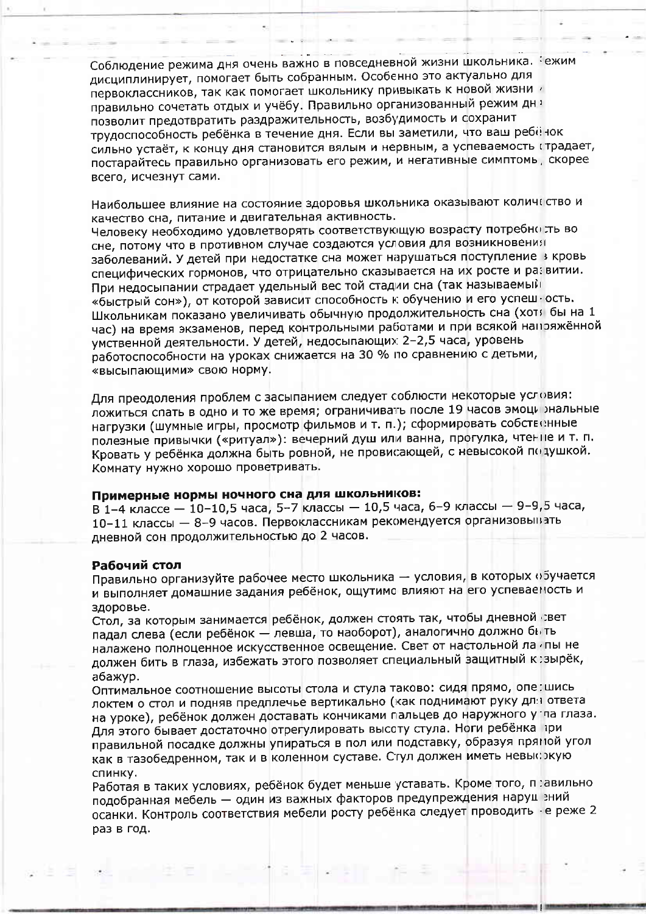Соблюдение режима дня очень важно в повседневной жизни школьника. Режим дисциплинирует, помогает быть собранным. Особенно это актуально для первоклассников, так как помогает школьнику привыкать к новой жизни и правильно сочетать отдых и учёбу. Правильно организованный режим дня позволит предотвратить раздражительность, возбудимость и сохранит трудоспособность ребёнка в течение дня. Если вы заметили, что ваш ребёнок сильно устаёт, к концу дня становится вялым и нервным, а успеваемость страдает, постарайтесь правильно организовать его режим, и негативные симптомы, скорее всего, исчезнут сами.

Наибольшее влияние на состояние здоровья школьника оказывают количество и качество сна, питание и двигательная активность.
Человеку необходимо удовлетворять соответствующую возрасту потребность во сне, потому что в противном случае создаются условия для возникновения заболеваний. У детей при недостатке сна может нарушаться поступление в кровь специфических гормонов, что отрицательно сказывается на их росте и развитии. При недосыпании страдает удельный вес той стадии сна (так называемый «быстрый сон»), от которой зависит способность к обучению и его успешность. Школьникам показано увеличивать обычную продолжительность сна (хотя бы на 1 час) на время экзаменов, перед контрольными работами и при всякой напряжённой умственной деятельности. У детей, недосыпающих 2–2,5 часа, уровень работоспособности на уроках снижается на 30 % по сравнению с детьми, «высыпающими» свою норму.

Для преодоления проблем с засыпанием следует соблюсти некоторые условия: ложиться спать в одно и то же время; ограничивать после 19 часов эмоциональные нагрузки (шумные игры, просмотр фильмов и т. п.); сформировать собственные полезные привычки («ритуал»): вечерний душ или ванна, прогулка, чтение и т. п. Кровать у ребёнка должна быть ровной, не провисающей, с невысокой подушкой. Комнату нужно хорошо проветривать.

**Примерные нормы ночного сна для школьников:**
В 1–4 классе — 10–10,5 часа, 5–7 классы — 10,5 часа, 6–9 классы — 9–9,5 часа, 10–11 классы — 8–9 часов. Первоклассникам рекомендуется организовывать дневной сон продолжительностью до 2 часов.

**Рабочий стол**
Правильно организуйте рабочее место школьника — условия, в которых обучается и выполняет домашние задания ребёнок, ощутимо влияют на его успеваемость и здоровье.
Стол, за которым занимается ребёнок, должен стоять так, чтобы дневной свет падал слева (если ребёнок — левша, то наоборот), аналогично должно быть налажено полноценное искусственное освещение. Свет от настольной лампы не должен бить в глаза, избежать этого позволяет специальный защитный козырёк, абажур.
Оптимальное соотношение высоты стола и стула таково: сидя прямо, опершись локтем о стол и подняв предплечье вертикально (как поднимают руку для ответа на уроке), ребёнок должен доставать кончиками пальцев до наружного угла глаза. Для этого бывает достаточно отрегулировать высоту стула. Ноги ребёнка при правильной посадке должны упираться в пол или подставку, образуя прямой угол как в тазобедренном, так и в коленном суставе. Стул должен иметь невысокую спинку.
Работая в таких условиях, ребёнок будет меньше уставать. Кроме того, правильно подобранная мебель — один из важных факторов предупреждения нарушений осанки. Контроль соответствия мебели росту ребёнка следует проводить не реже 2 раз в год.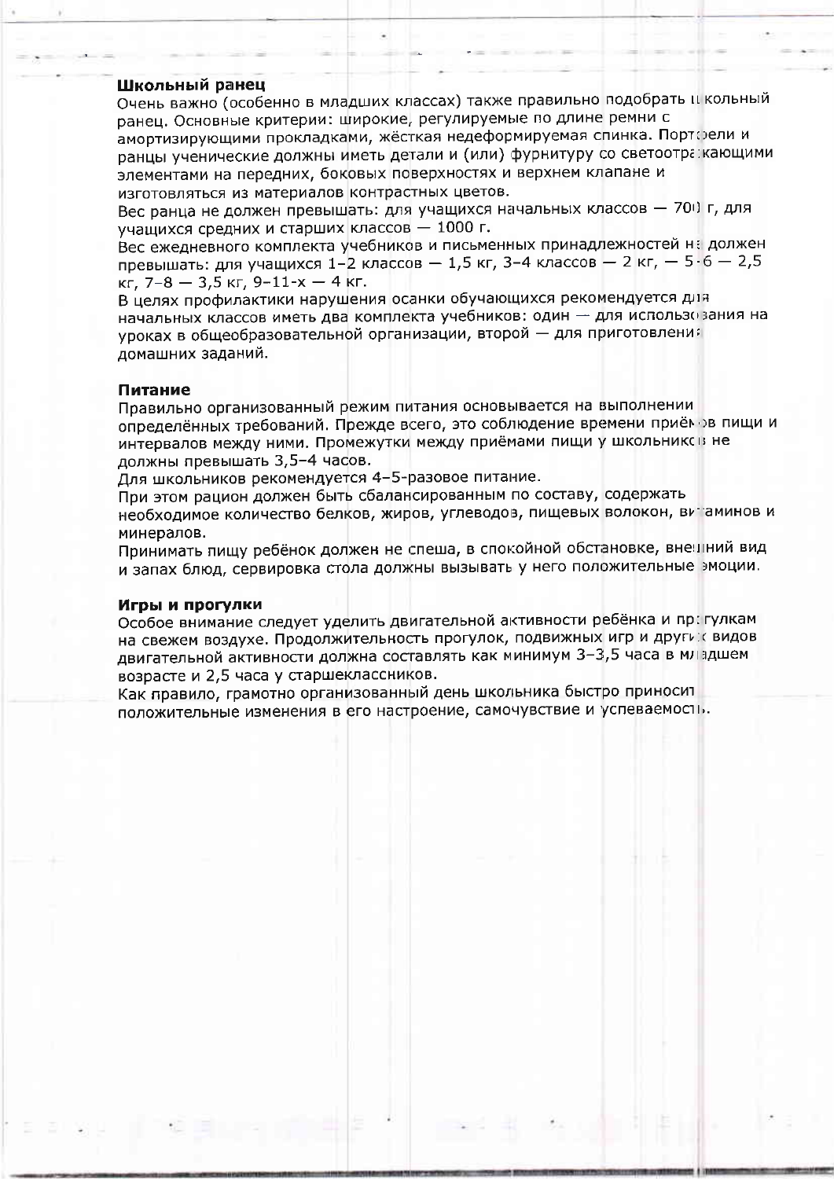### Школьный ранец

Очень важно (особенно в младших классах) также правильно подобрать школьный ранец. Основные критерии: широкие, регулируемые по длине ремни с амортизирующими прокладками, жёсткая недеформируемая спинка. Портфели и ранцы ученические должны иметь детали и (или) фурнитуру со светоотражающими элементами на передних, боковых поверхностях и верхнем клапане и изготовляться из материалов контрастных цветов.

Вес ранца не должен превышать: для учащихся начальных классов — 700 г, для учащихся средних и старших классов — 1000 г.

Вес ежедневного комплекта учебников и письменных принадлежностей не должен превышать: для учащихся 1–2 классов — 1,5 кг, 3–4 классов — 2 кг, — 5-6 — 2,5 кг, 7–8 — 3,5 кг, 9–11-х — 4 кг.

В целях профилактики нарушения осанки обучающихся рекомендуется для начальных классов иметь два комплекта учебников: один — для использования на уроках в общеобразовательной организации, второй — для приготовления домашних заданий.

### Питание

Правильно организованный режим питания основывается на выполнении определённых требований. Прежде всего, это соблюдение времени приёмов пищи и интервалов между ними. Промежутки между приёмами пищи у школьников не должны превышать 3,5–4 часов.

Для школьников рекомендуется 4–5-разовое питание.

При этом рацион должен быть сбалансированным по составу, содержать необходимое количество белков, жиров, углеводов, пищевых волокон, витаминов и минералов.

Принимать пищу ребёнок должен не спеша, в спокойной обстановке, внешний вид и запах блюд, сервировка стола должны вызывать у него положительные эмоции.

### Игры и прогулки

Особое внимание следует уделить двигательной активности ребёнка и прогулкам на свежем воздухе. Продолжительность прогулок, подвижных игр и других видов двигательной активности должна составлять как минимум 3–3,5 часа в младшем возрасте и 2,5 часа у старшеклассников.

Как правило, грамотно организованный день школьника быстро приносит положительные изменения в его настроение, самочувствие и успеваемость.